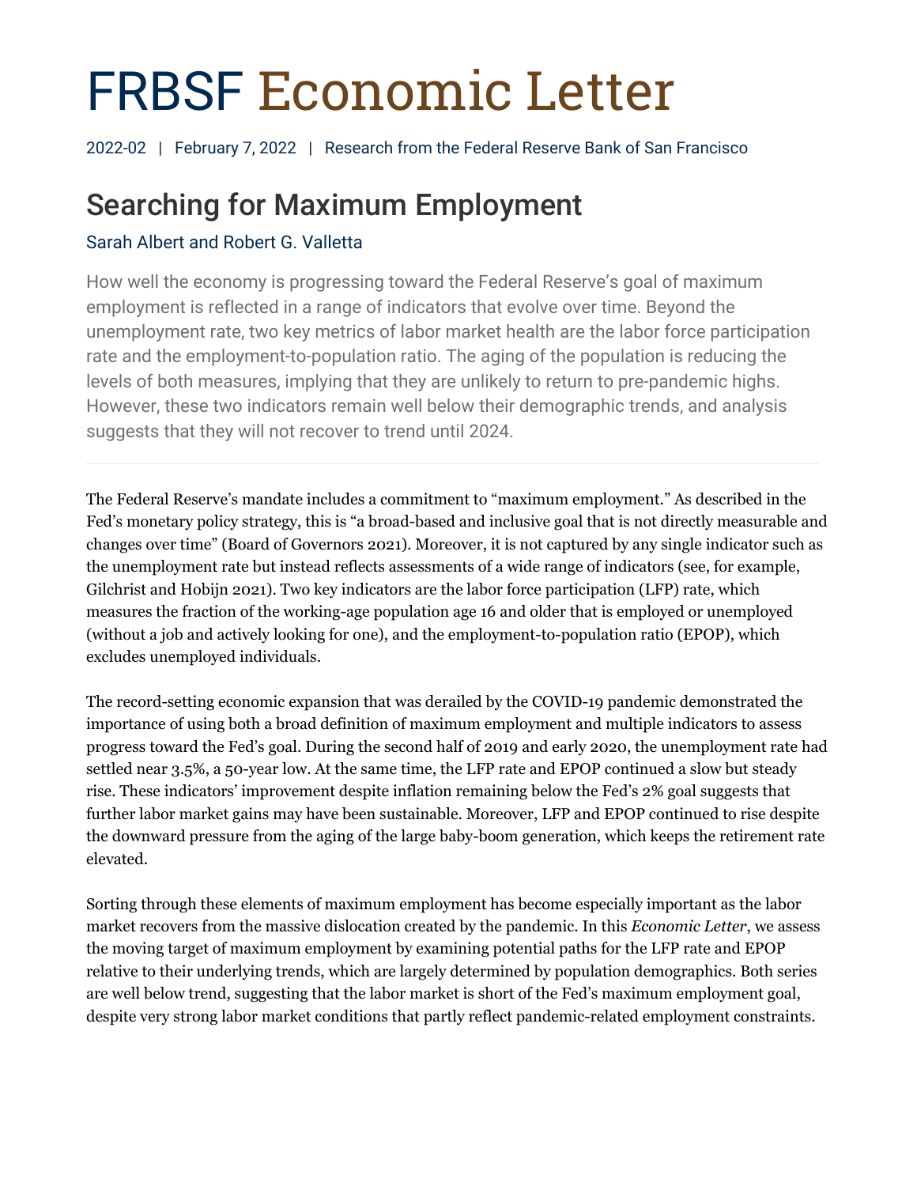# FRBSF Economic Letter

2022-02 | February 7, 2022 | Research from the Federal Reserve Bank of San Francisco

## Searching for Maximum Employment

Sarah Albert and Robert G. Valletta

How well the economy is progressing toward the Federal Reserve's goal of maximum employment is reflected in a range of indicators that evolve over time. Beyond the unemployment rate, two key metrics of labor market health are the labor force participation rate and the employment-to-population ratio. The aging of the population is reducing the levels of both measures, implying that they are unlikely to return to pre-pandemic highs. However, these two indicators remain well below their demographic trends, and analysis suggests that they will not recover to trend until 2024.

---

The Federal Reserve's mandate includes a commitment to "maximum employment." As described in the Fed's monetary policy strategy, this is "a broad-based and inclusive goal that is not directly measurable and changes over time" (Board of Governors 2021). Moreover, it is not captured by any single indicator such as the unemployment rate but instead reflects assessments of a wide range of indicators (see, for example, Gilchrist and Hobijn 2021). Two key indicators are the labor force participation (LFP) rate, which measures the fraction of the working-age population age 16 and older that is employed or unemployed (without a job and actively looking for one), and the employment-to-population ratio (EPOP), which excludes unemployed individuals.

The record-setting economic expansion that was derailed by the COVID-19 pandemic demonstrated the importance of using both a broad definition of maximum employment and multiple indicators to assess progress toward the Fed's goal. During the second half of 2019 and early 2020, the unemployment rate had settled near 3.5%, a 50-year low. At the same time, the LFP rate and EPOP continued a slow but steady rise. These indicators' improvement despite inflation remaining below the Fed's 2% goal suggests that further labor market gains may have been sustainable. Moreover, LFP and EPOP continued to rise despite the downward pressure from the aging of the large baby-boom generation, which keeps the retirement rate elevated.

Sorting through these elements of maximum employment has become especially important as the labor market recovers from the massive dislocation created by the pandemic. In this *Economic Letter*, we assess the moving target of maximum employment by examining potential paths for the LFP rate and EPOP relative to their underlying trends, which are largely determined by population demographics. Both series are well below trend, suggesting that the labor market is short of the Fed's maximum employment goal, despite very strong labor market conditions that partly reflect pandemic-related employment constraints.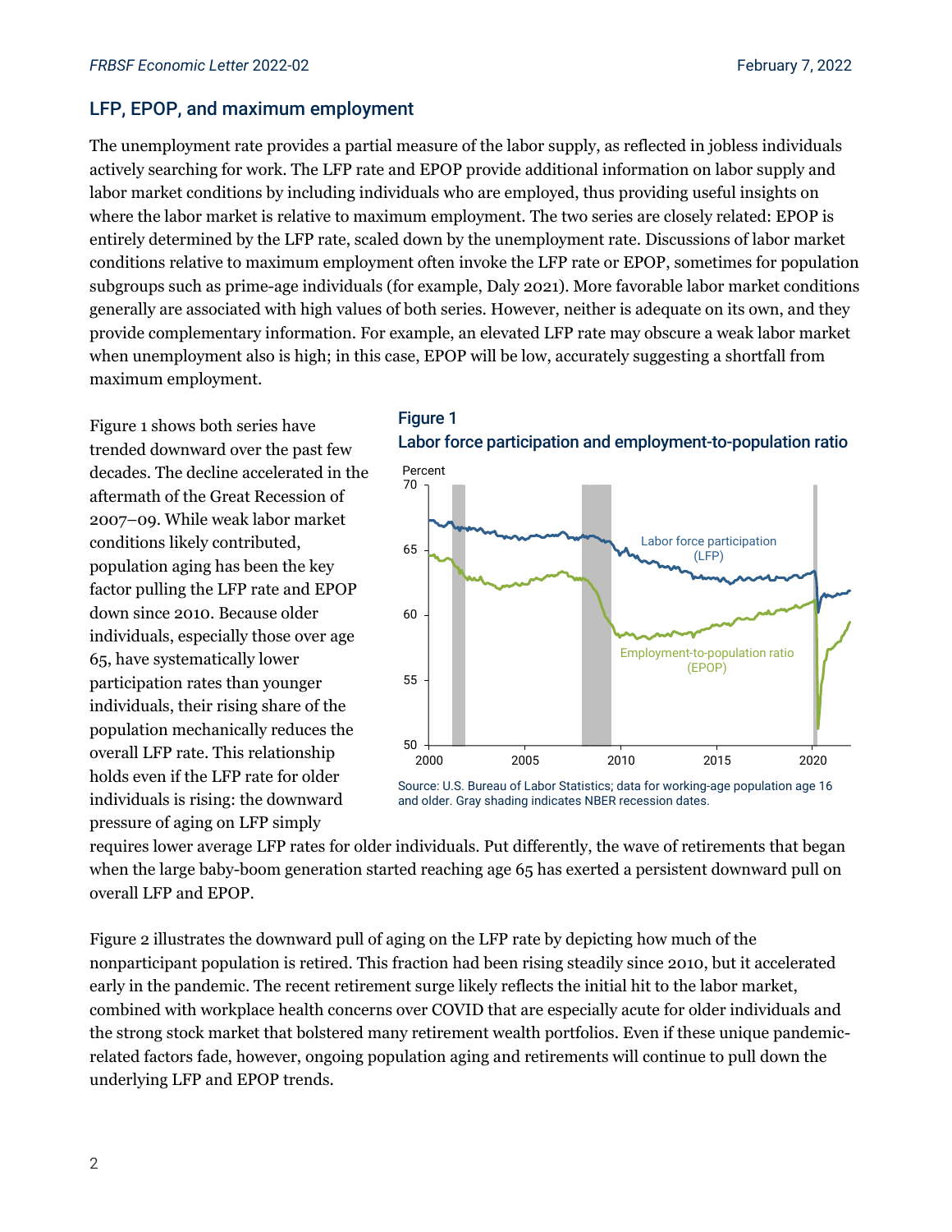## LFP, EPOP, and maximum employment

The unemployment rate provides a partial measure of the labor supply, as reflected in jobless individuals actively searching for work. The LFP rate and EPOP provide additional information on labor supply and labor market conditions by including individuals who are employed, thus providing useful insights on where the labor market is relative to maximum employment. The two series are closely related: EPOP is entirely determined by the LFP rate, scaled down by the unemployment rate. Discussions of labor market conditions relative to maximum employment often invoke the LFP rate or EPOP, sometimes for population subgroups such as prime-age individuals (for example, Daly 2021). More favorable labor market conditions generally are associated with high values of both series. However, neither is adequate on its own, and they provide complementary information. For example, an elevated LFP rate may obscure a weak labor market when unemployment also is high; in this case, EPOP will be low, accurately suggesting a shortfall from maximum employment.

Figure 1 shows both series have trended downward over the past few decades. The decline accelerated in the aftermath of the Great Recession of 2007–09. While weak labor market conditions likely contributed, population aging has been the key factor pulling the LFP rate and EPOP down since 2010. Because older individuals, especially those over age 65, have systematically lower participation rates than younger individuals, their rising share of the population mechanically reduces the overall LFP rate. This relationship holds even if the LFP rate for older individuals is rising: the downward pressure of aging on LFP simply requires lower average LFP rates for older individuals. Put differently, the wave of retirements that began when the large baby-boom generation started reaching age 65 has exerted a persistent downward pull on overall LFP and EPOP.

**Figure 1**
**Labor force participation and employment-to-population ratio**

Source: U.S. Bureau of Labor Statistics; data for working-age population age 16 and older. Gray shading indicates NBER recession dates.

Figure 2 illustrates the downward pull of aging on the LFP rate by depicting how much of the nonparticipant population is retired. This fraction had been rising steadily since 2010, but it accelerated early in the pandemic. The recent retirement surge likely reflects the initial hit to the labor market, combined with workplace health concerns over COVID that are especially acute for older individuals and the strong stock market that bolstered many retirement wealth portfolios. Even if these unique pandemic-related factors fade, however, ongoing population aging and retirements will continue to pull down the underlying LFP and EPOP trends.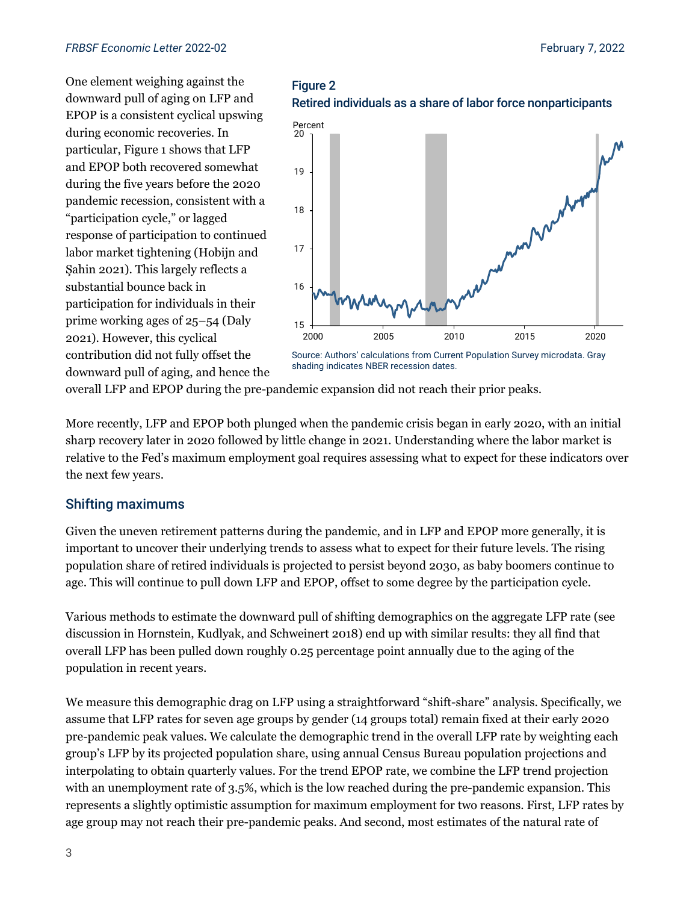One element weighing against the downward pull of aging on LFP and EPOP is a consistent cyclical upswing during economic recoveries. In particular, Figure 1 shows that LFP and EPOP both recovered somewhat during the five years before the 2020 pandemic recession, consistent with a "participation cycle," or lagged response of participation to continued labor market tightening (Hobijn and Şahin 2021). This largely reflects a substantial bounce back in participation for individuals in their prime working ages of 25–54 (Daly 2021). However, this cyclical contribution did not fully offset the downward pull of aging, and hence the overall LFP and EPOP during the pre-pandemic expansion did not reach their prior peaks.

**Figure 2**
**Retired individuals as a share of labor force nonparticipants**

Source: Authors' calculations from Current Population Survey microdata. Gray shading indicates NBER recession dates.

More recently, LFP and EPOP both plunged when the pandemic crisis began in early 2020, with an initial sharp recovery later in 2020 followed by little change in 2021. Understanding where the labor market is relative to the Fed's maximum employment goal requires assessing what to expect for these indicators over the next few years.

## Shifting maximums

Given the uneven retirement patterns during the pandemic, and in LFP and EPOP more generally, it is important to uncover their underlying trends to assess what to expect for their future levels. The rising population share of retired individuals is projected to persist beyond 2030, as baby boomers continue to age. This will continue to pull down LFP and EPOP, offset to some degree by the participation cycle.

Various methods to estimate the downward pull of shifting demographics on the aggregate LFP rate (see discussion in Hornstein, Kudlyak, and Schweinert 2018) end up with similar results: they all find that overall LFP has been pulled down roughly 0.25 percentage point annually due to the aging of the population in recent years.

We measure this demographic drag on LFP using a straightforward "shift-share" analysis. Specifically, we assume that LFP rates for seven age groups by gender (14 groups total) remain fixed at their early 2020 pre-pandemic peak values. We calculate the demographic trend in the overall LFP rate by weighting each group's LFP by its projected population share, using annual Census Bureau population projections and interpolating to obtain quarterly values. For the trend EPOP rate, we combine the LFP trend projection with an unemployment rate of 3.5%, which is the low reached during the pre-pandemic expansion. This represents a slightly optimistic assumption for maximum employment for two reasons. First, LFP rates by age group may not reach their pre-pandemic peaks. And second, most estimates of the natural rate of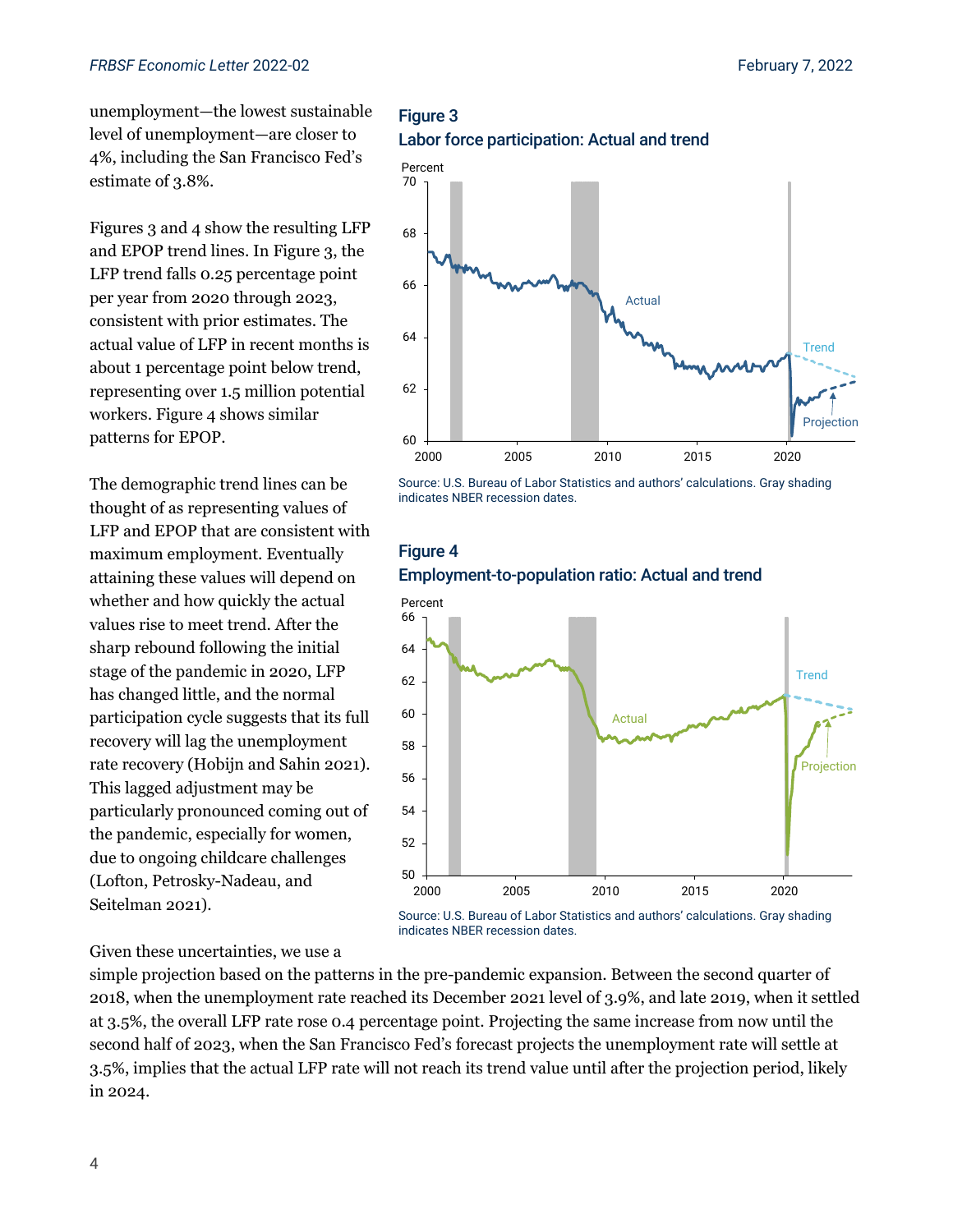unemployment—the lowest sustainable level of unemployment—are closer to 4%, including the San Francisco Fed's estimate of 3.8%.

Figures 3 and 4 show the resulting LFP and EPOP trend lines. In Figure 3, the LFP trend falls 0.25 percentage point per year from 2020 through 2023, consistent with prior estimates. The actual value of LFP in recent months is about 1 percentage point below trend, representing over 1.5 million potential workers. Figure 4 shows similar patterns for EPOP.

The demographic trend lines can be thought of as representing values of LFP and EPOP that are consistent with maximum employment. Eventually attaining these values will depend on whether and how quickly the actual values rise to meet trend. After the sharp rebound following the initial stage of the pandemic in 2020, LFP has changed little, and the normal participation cycle suggests that its full recovery will lag the unemployment rate recovery (Hobijn and Sahin 2021). This lagged adjustment may be particularly pronounced coming out of the pandemic, especially for women, due to ongoing childcare challenges (Lofton, Petrosky-Nadeau, and Seitelman 2021).

**Figure 3**
**Labor force participation: Actual and trend**

Source: U.S. Bureau of Labor Statistics and authors' calculations. Gray shading indicates NBER recession dates.

**Figure 4**
**Employment-to-population ratio: Actual and trend**

Source: U.S. Bureau of Labor Statistics and authors' calculations. Gray shading indicates NBER recession dates.

Given these uncertainties, we use a simple projection based on the patterns in the pre-pandemic expansion. Between the second quarter of 2018, when the unemployment rate reached its December 2021 level of 3.9%, and late 2019, when it settled at 3.5%, the overall LFP rate rose 0.4 percentage point. Projecting the same increase from now until the second half of 2023, when the San Francisco Fed's forecast projects the unemployment rate will settle at 3.5%, implies that the actual LFP rate will not reach its trend value until after the projection period, likely in 2024.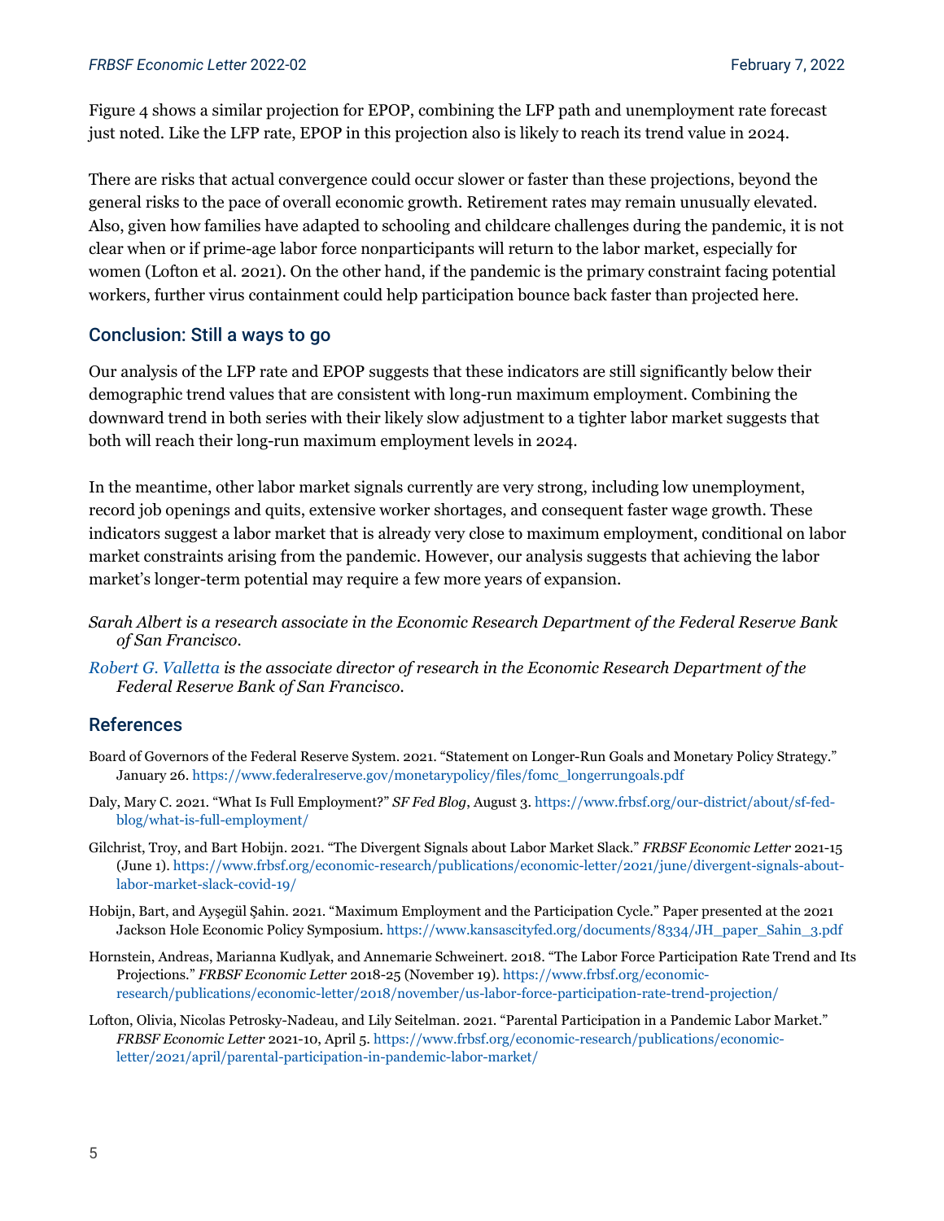Figure 4 shows a similar projection for EPOP, combining the LFP path and unemployment rate forecast just noted. Like the LFP rate, EPOP in this projection also is likely to reach its trend value in 2024.

There are risks that actual convergence could occur slower or faster than these projections, beyond the general risks to the pace of overall economic growth. Retirement rates may remain unusually elevated. Also, given how families have adapted to schooling and childcare challenges during the pandemic, it is not clear when or if prime-age labor force nonparticipants will return to the labor market, especially for women (Lofton et al. 2021). On the other hand, if the pandemic is the primary constraint facing potential workers, further virus containment could help participation bounce back faster than projected here.

## Conclusion: Still a ways to go

Our analysis of the LFP rate and EPOP suggests that these indicators are still significantly below their demographic trend values that are consistent with long-run maximum employment. Combining the downward trend in both series with their likely slow adjustment to a tighter labor market suggests that both will reach their long-run maximum employment levels in 2024.

In the meantime, other labor market signals currently are very strong, including low unemployment, record job openings and quits, extensive worker shortages, and consequent faster wage growth. These indicators suggest a labor market that is already very close to maximum employment, conditional on labor market constraints arising from the pandemic. However, our analysis suggests that achieving the labor market's longer-term potential may require a few more years of expansion.

*Sarah Albert is a research associate in the Economic Research Department of the Federal Reserve Bank of San Francisco.*

*Robert G. Valletta is the associate director of research in the Economic Research Department of the Federal Reserve Bank of San Francisco.*

## References

Board of Governors of the Federal Reserve System. 2021. "Statement on Longer-Run Goals and Monetary Policy Strategy." January 26. https://www.federalreserve.gov/monetarypolicy/files/fomc_longerrungoals.pdf

Daly, Mary C. 2021. "What Is Full Employment?" *SF Fed Blog*, August 3. https://www.frbsf.org/our-district/about/sf-fed-blog/what-is-full-employment/

Gilchrist, Troy, and Bart Hobijn. 2021. "The Divergent Signals about Labor Market Slack." *FRBSF Economic Letter* 2021-15 (June 1). https://www.frbsf.org/economic-research/publications/economic-letter/2021/june/divergent-signals-about-labor-market-slack-covid-19/

Hobijn, Bart, and Ayşegül Şahin. 2021. "Maximum Employment and the Participation Cycle." Paper presented at the 2021 Jackson Hole Economic Policy Symposium. https://www.kansascityfed.org/documents/8334/JH_paper_Sahin_3.pdf

Hornstein, Andreas, Marianna Kudlyak, and Annemarie Schweinert. 2018. "The Labor Force Participation Rate Trend and Its Projections." *FRBSF Economic Letter* 2018-25 (November 19). https://www.frbsf.org/economic-research/publications/economic-letter/2018/november/us-labor-force-participation-rate-trend-projection/

Lofton, Olivia, Nicolas Petrosky-Nadeau, and Lily Seitelman. 2021. "Parental Participation in a Pandemic Labor Market." *FRBSF Economic Letter* 2021-10, April 5. https://www.frbsf.org/economic-research/publications/economic-letter/2021/april/parental-participation-in-pandemic-labor-market/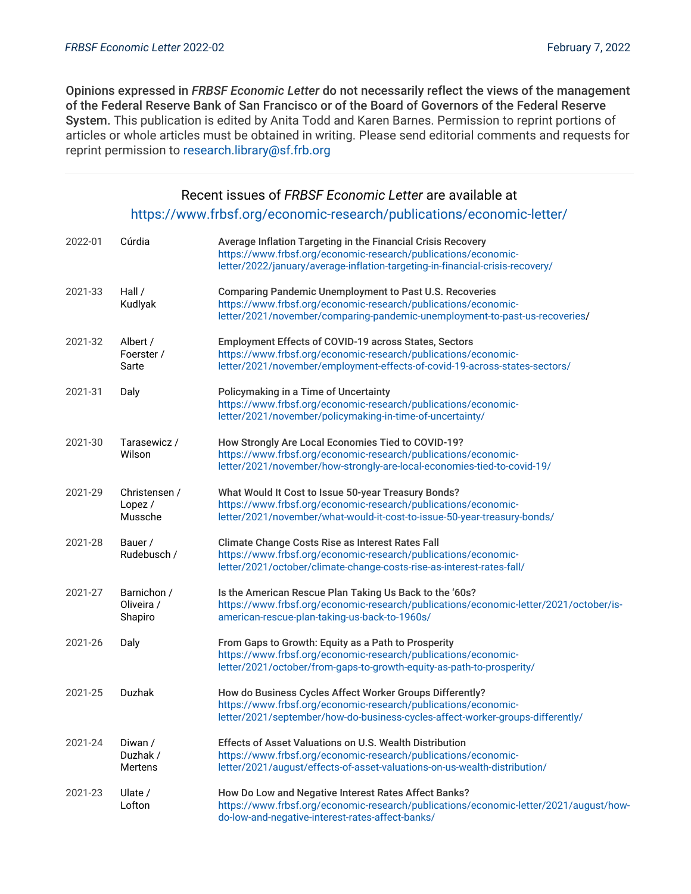**Opinions expressed in *FRBSF Economic Letter* do not necessarily reflect the views of the management of the Federal Reserve Bank of San Francisco or of the Board of Governors of the Federal Reserve System.** This publication is edited by Anita Todd and Karen Barnes. Permission to reprint portions of articles or whole articles must be obtained in writing. Please send editorial comments and requests for reprint permission to research.library@sf.frb.org

Recent issues of *FRBSF Economic Letter* are available at
https://www.frbsf.org/economic-research/publications/economic-letter/

| | | |
|---|---|---|
| 2022-01 | Cúrdia | **Average Inflation Targeting in the Financial Crisis Recovery** https://www.frbsf.org/economic-research/publications/economic-letter/2022/january/average-inflation-targeting-in-financial-crisis-recovery/ |
| 2021-33 | Hall / Kudlyak | **Comparing Pandemic Unemployment to Past U.S. Recoveries** https://www.frbsf.org/economic-research/publications/economic-letter/2021/november/comparing-pandemic-unemployment-to-past-us-recoveries/ |
| 2021-32 | Albert / Foerster / Sarte | **Employment Effects of COVID-19 across States, Sectors** https://www.frbsf.org/economic-research/publications/economic-letter/2021/november/employment-effects-of-covid-19-across-states-sectors/ |
| 2021-31 | Daly | **Policymaking in a Time of Uncertainty** https://www.frbsf.org/economic-research/publications/economic-letter/2021/november/policymaking-in-time-of-uncertainty/ |
| 2021-30 | Tarasewicz / Wilson | **How Strongly Are Local Economies Tied to COVID-19?** https://www.frbsf.org/economic-research/publications/economic-letter/2021/november/how-strongly-are-local-economies-tied-to-covid-19/ |
| 2021-29 | Christensen / Lopez / Mussche | **What Would It Cost to Issue 50-year Treasury Bonds?** https://www.frbsf.org/economic-research/publications/economic-letter/2021/november/what-would-it-cost-to-issue-50-year-treasury-bonds/ |
| 2021-28 | Bauer / Rudebusch / | **Climate Change Costs Rise as Interest Rates Fall** https://www.frbsf.org/economic-research/publications/economic-letter/2021/october/climate-change-costs-rise-as-interest-rates-fall/ |
| 2021-27 | Barnichon / Oliveira / Shapiro | **Is the American Rescue Plan Taking Us Back to the '60s?** https://www.frbsf.org/economic-research/publications/economic-letter/2021/october/is-american-rescue-plan-taking-us-back-to-1960s/ |
| 2021-26 | Daly | **From Gaps to Growth: Equity as a Path to Prosperity** https://www.frbsf.org/economic-research/publications/economic-letter/2021/october/from-gaps-to-growth-equity-as-path-to-prosperity/ |
| 2021-25 | Duzhak | **How do Business Cycles Affect Worker Groups Differently?** https://www.frbsf.org/economic-research/publications/economic-letter/2021/september/how-do-business-cycles-affect-worker-groups-differently/ |
| 2021-24 | Diwan / Duzhak / Mertens | **Effects of Asset Valuations on U.S. Wealth Distribution** https://www.frbsf.org/economic-research/publications/economic-letter/2021/august/effects-of-asset-valuations-on-us-wealth-distribution/ |
| 2021-23 | Ulate / Lofton | **How Do Low and Negative Interest Rates Affect Banks?** https://www.frbsf.org/economic-research/publications/economic-letter/2021/august/how-do-low-and-negative-interest-rates-affect-banks/ |